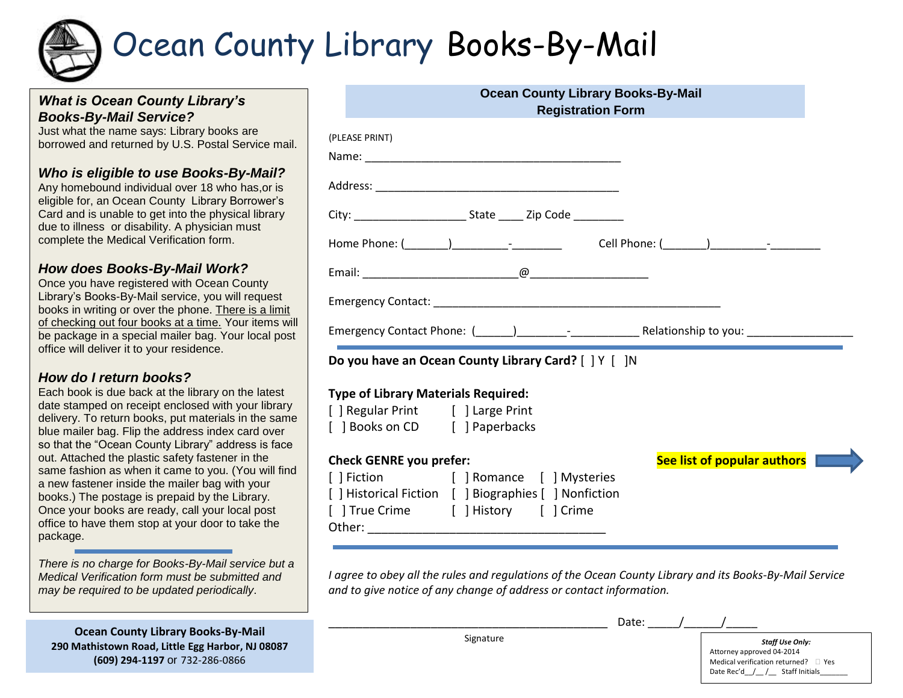# Ocean County Library Books-By-Mail

### *What is Ocean County Library's Books-By-Mail Service?*

Just what the name says: Library books are borrowed and returned by U.S. Postal Service mail.

### *Who is eligible to use Books-By-Mail?*

Any homebound individual over 18 who has,or is eligible for, an Ocean County Library Borrower's Card and is unable to get into the physical library due to illness or disability. A physician must complete the Medical Verification form.

### *How does Books-By-Mail Work?*

Once you have registered with Ocean County Library's Books-By-Mail service, you will request books in writing or over the phone. There is a limit of checking out four books at a time. Your items will be package in a special mailer bag. Your local post office will deliver it to your residence.

### *How do I return books?*

Each book is due back at the library on the latest date stamped on receipt enclosed with your library delivery. To return books, put materials in the same blue mailer bag. Flip the address index card over so that the "Ocean County Library" address is face out. Attached the plastic safety fastener in the same fashion as when it came to you. (You will find a new fastener inside the mailer bag with your books.) The postage is prepaid by the Library. Once your books are ready, call your local post office to have them stop at your door to take the package.

---

*There is no charge for Books-By-Mail service but a Medical Verification form must be submitted and may be required to be updated periodically.*

**Ocean County Library Books-By-Mail**
**290 Mathistown Road, Little Egg Harbor, NJ 08087**
**(609) 294-1197** or 732-286-0866

## Ocean County Library Books-By-Mail Registration Form

(PLEASE PRINT)

Name: ________________________________________

Address: ______________________________________

City: _________________ State ____ Zip Code ________

Home Phone: (_______)_________-________ Cell Phone: (_______)_________-________

Email: ________________________@__________________

Emergency Contact: ____________________________________________

Emergency Contact Phone: (______)________-___________ Relationship to you: ________________

---

**Do you have an Ocean County Library Card?** [ ] Y [ ]N

**Type of Library Materials Required:**

[ ] Regular Print [ ] Large Print
[ ] Books on CD [ ] Paperbacks

**Check GENRE you prefer:** **See list of popular authors**

[ ] Fiction [ ] Romance [ ] Mysteries
[ ] Historical Fiction [ ] Biographies [ ] Nonfiction
[ ] True Crime [ ] History [ ] Crime
Other: ___________________________________

---

*I agree to obey all the rules and regulations of the Ocean County Library and its Books-By-Mail Service and to give notice of any change of address or contact information.*

_____________________________________________ Date: _____/______/_____
Signature

***Staff Use Only:***
Attorney approved 04-2014
Medical verification returned? ☐ Yes
Date Rec'd__/__ /__ Staff Initials_______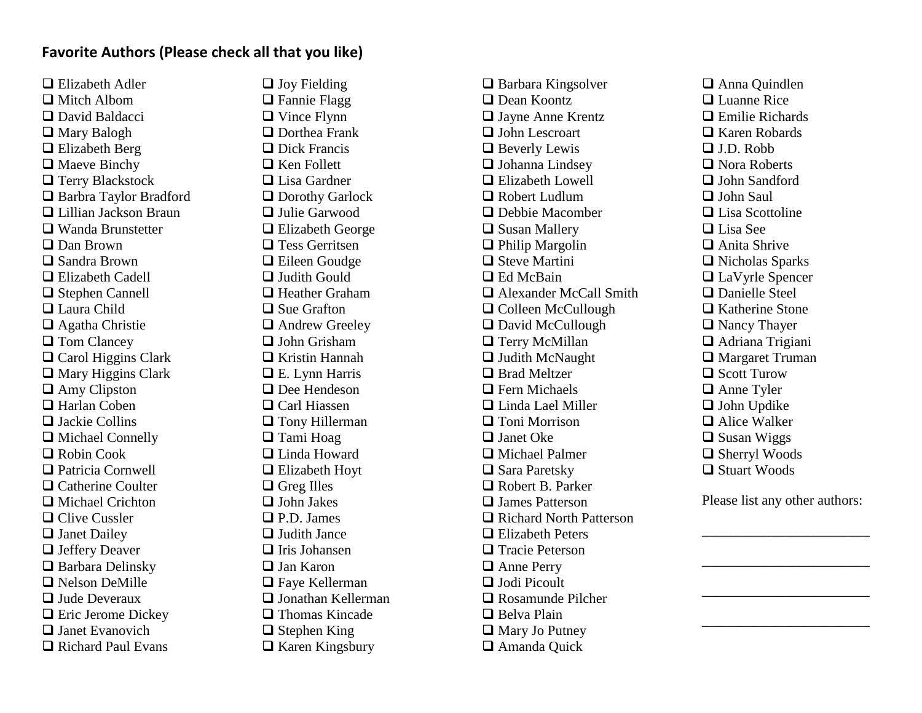**Favorite Authors (Please check all that you like)**

- ❑ Elizabeth Adler
- ❑ Mitch Albom
- ❑ David Baldacci
- ❑ Mary Balogh
- ❑ Elizabeth Berg
- ❑ Maeve Binchy
- ❑ Terry Blackstock
- ❑ Barbra Taylor Bradford
- ❑ Lillian Jackson Braun
- ❑ Wanda Brunstetter
- ❑ Dan Brown
- ❑ Sandra Brown
- ❑ Elizabeth Cadell
- ❑ Stephen Cannell
- ❑ Laura Child
- ❑ Agatha Christie
- ❑ Tom Clancey
- ❑ Carol Higgins Clark
- ❑ Mary Higgins Clark
- ❑ Amy Clipston
- ❑ Harlan Coben
- ❑ Jackie Collins
- ❑ Michael Connelly
- ❑ Robin Cook
- ❑ Patricia Cornwell
- ❑ Catherine Coulter
- ❑ Michael Crichton
- ❑ Clive Cussler
- ❑ Janet Dailey
- ❑ Jeffery Deaver
- ❑ Barbara Delinsky
- ❑ Nelson DeMille
- ❑ Jude Deveraux
- ❑ Eric Jerome Dickey
- ❑ Janet Evanovich
- ❑ Richard Paul Evans
- ❑ Joy Fielding
- ❑ Fannie Flagg
- ❑ Vince Flynn
- ❑ Dorthea Frank
- ❑ Dick Francis
- ❑ Ken Follett
- ❑ Lisa Gardner
- ❑ Dorothy Garlock
- ❑ Julie Garwood
- ❑ Elizabeth George
- ❑ Tess Gerritsen
- ❑ Eileen Goudge
- ❑ Judith Gould
- ❑ Heather Graham
- ❑ Sue Grafton
- ❑ Andrew Greeley
- ❑ John Grisham
- ❑ Kristin Hannah
- ❑ E. Lynn Harris
- ❑ Dee Hendeson
- ❑ Carl Hiassen
- ❑ Tony Hillerman
- ❑ Tami Hoag
- ❑ Linda Howard
- ❑ Elizabeth Hoyt
- ❑ Greg Illes
- ❑ John Jakes
- ❑ P.D. James
- ❑ Judith Jance
- ❑ Iris Johansen
- ❑ Jan Karon
- ❑ Faye Kellerman
- ❑ Jonathan Kellerman
- ❑ Thomas Kincade
- ❑ Stephen King
- ❑ Karen Kingsbury
- ❑ Barbara Kingsolver
- ❑ Dean Koontz
- ❑ Jayne Anne Krentz
- ❑ John Lescroart
- ❑ Beverly Lewis
- ❑ Johanna Lindsey
- ❑ Elizabeth Lowell
- ❑ Robert Ludlum
- ❑ Debbie Macomber
- ❑ Susan Mallery
- ❑ Philip Margolin
- ❑ Steve Martini
- ❑ Ed McBain
- ❑ Alexander McCall Smith
- ❑ Colleen McCullough
- ❑ David McCullough
- ❑ Terry McMillan
- ❑ Judith McNaught
- ❑ Brad Meltzer
- ❑ Fern Michaels
- ❑ Linda Lael Miller
- ❑ Toni Morrison
- ❑ Janet Oke
- ❑ Michael Palmer
- ❑ Sara Paretsky
- ❑ Robert B. Parker
- ❑ James Patterson
- ❑ Richard North Patterson
- ❑ Elizabeth Peters
- ❑ Tracie Peterson
- ❑ Anne Perry
- ❑ Jodi Picoult
- ❑ Rosamunde Pilcher
- ❑ Belva Plain
- ❑ Mary Jo Putney
- ❑ Amanda Quick
- ❑ Anna Quindlen
- ❑ Luanne Rice
- ❑ Emilie Richards
- ❑ Karen Robards
- ❑ J.D. Robb
- ❑ Nora Roberts
- ❑ John Sandford
- ❑ John Saul
- ❑ Lisa Scottoline
- ❑ Lisa See
- ❑ Anita Shrive
- ❑ Nicholas Sparks
- ❑ LaVyrle Spencer
- ❑ Danielle Steel
- ❑ Katherine Stone
- ❑ Nancy Thayer
- ❑ Adriana Trigiani
- ❑ Margaret Truman
- ❑ Scott Turow
- ❑ Anne Tyler
- ❑ John Updike
- ❑ Alice Walker
- ❑ Susan Wiggs
- ❑ Sherryl Woods
- ❑ Stuart Woods

Please list any other authors:

________________________

________________________

________________________

________________________